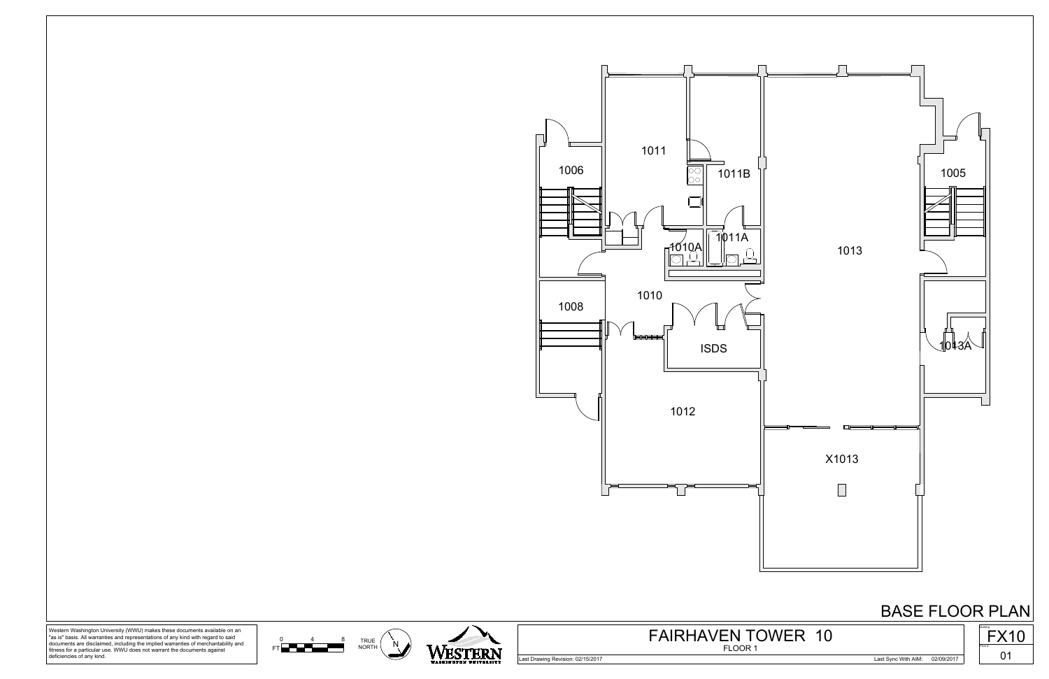1006

1011

1011B

1005

1010A

1011A

1013

1010

1008

ISDS

1013A

1012

X1013

# BASE FLOOR PLAN

Western Washington University (WWU) makes these documents available on an "as is" basis. All warranties and representations of any kind with regard to said documents are disclaimed, including the implied warranties of merchantability and fitness for a particular use. WWU does not warrant the documents against deficiencies of any kind.

FT 0 4 8

TRUE NORTH

N

WESTERN WASHINGTON UNIVERSITY

## FAIRHAVEN TOWER 10

FLOOR 1

Last Drawing Revision: 02/15/2017

Last Sync With AIM: 02/09/2017

Building: FX10

Floor #: 01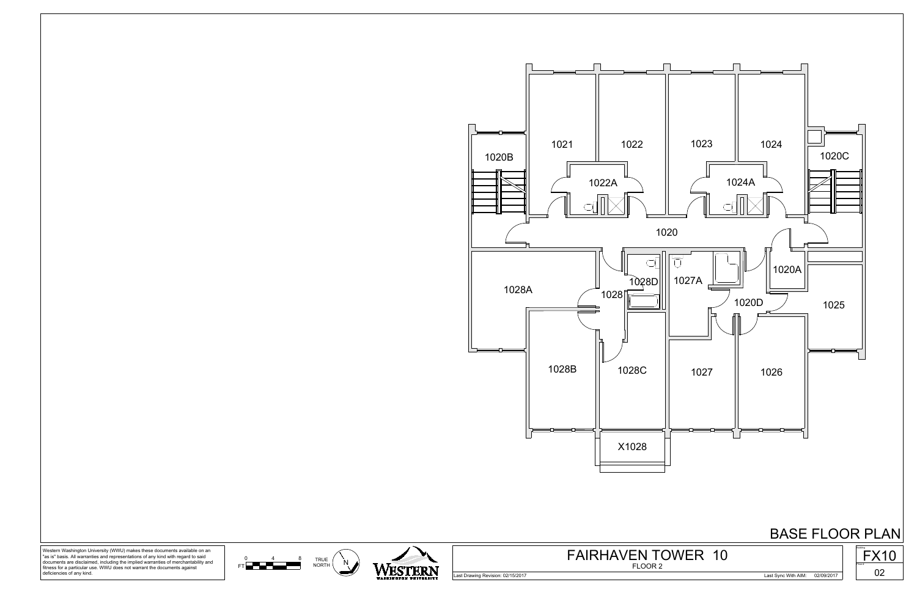1021

1022

1023

1024

1020B

1020C

1022A

1024A

1020

1028A

1028D

1027A

1020A

1028

1020D

1025

1028B

1028C

1027

1026

X1028

# BASE FLOOR PLAN

Western Washington University (WWU) makes these documents available on an "as is" basis. All warranties and representations of any kind with regard to said documents are disclaimed, including the implied warranties of merchantability and fitness for a particular use. WWU does not warrant the documents against deficiencies of any kind.

FT 0 4 8

TRUE NORTH

N

WESTERN WASHINGTON UNIVERSITY

## FAIRHAVEN TOWER 10

FLOOR 2

Last Drawing Revision: 02/15/2017

Last Sync With AIM: 02/09/2017

FX10

02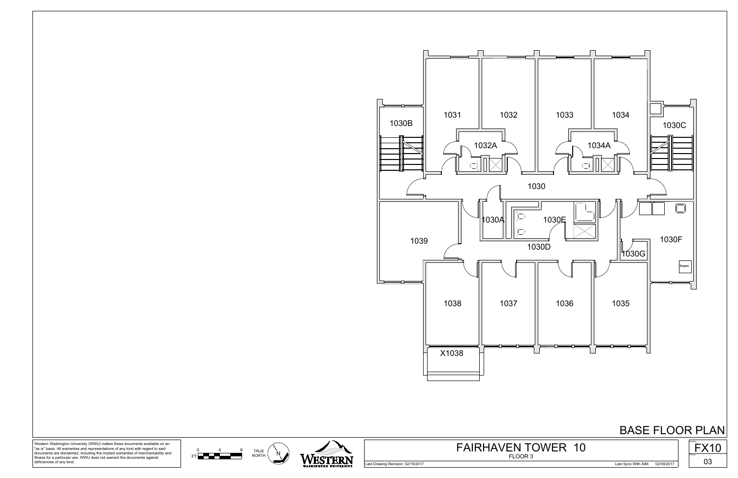1030B

1031

1032

1033

1034

1030C

1032A

1034A

1030

1030A

1030E

1039

1030D

1030F

1030G

Dryers

1038

1037

1036

1035

X1038

# BASE FLOOR PLAN

Western Washington University (WWU) makes these documents available on an "as is" basis. All warranties and representations of any kind with regard to said documents are disclaimed, including the implied warranties of merchantability and fitness for a particular use. WWU does not warrant the documents against deficiencies of any kind.

FT 0 4 8

TRUE NORTH

N

WESTERN WASHINGTON UNIVERSITY

## FAIRHAVEN TOWER 10

FLOOR 3

Last Drawing Revision: 02/15/2017

Last Sync With AIM: 02/09/2017

Building: FX10

Floor #: 03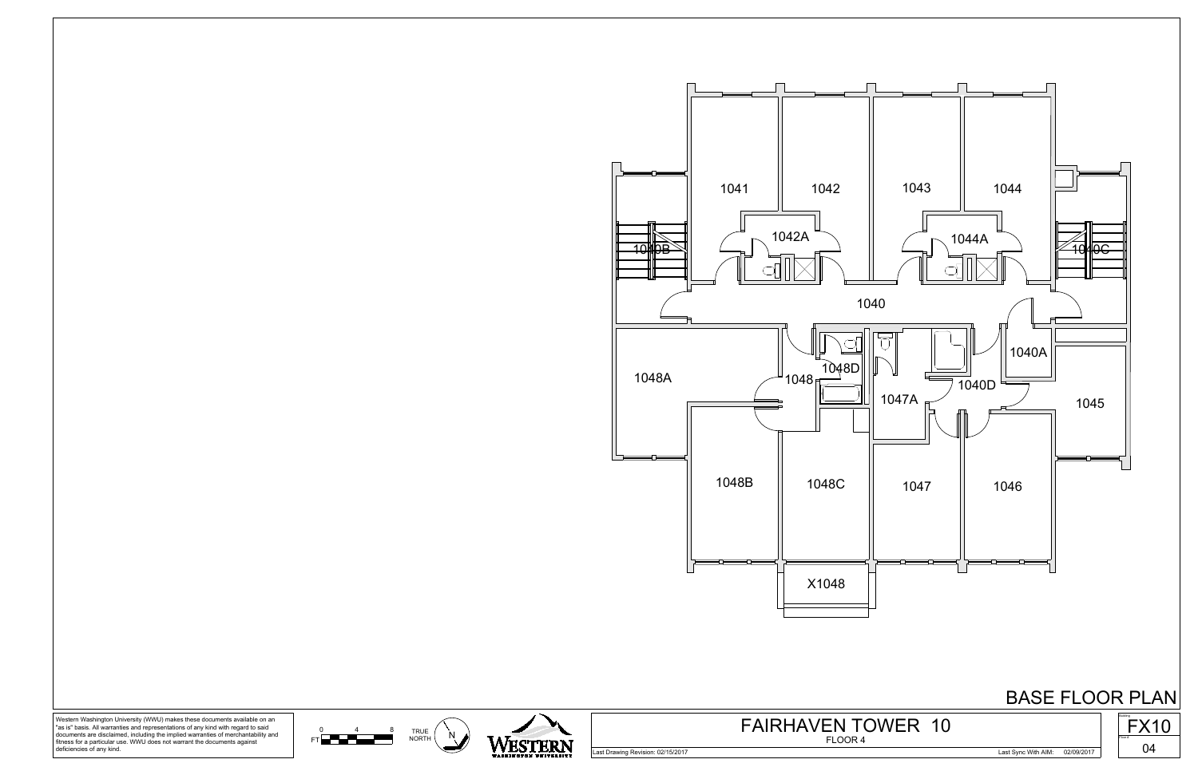1041

1042

1043

1044

1042A

1044A

1040B

1040C

1040

1048D

1048

1040A

1048A

1047A

1040D

1045

1048B

1048C

1047

1046

X1048

# BASE FLOOR PLAN

Western Washington University (WWU) makes these documents available on an "as is" basis. All warranties and representations of any kind with regard to said documents are disclaimed, including the implied warranties of merchantability and fitness for a particular use. WWU does not warrant the documents against deficiencies of any kind.

FT 0 4 8

TRUE NORTH

N

WESTERN WASHINGTON UNIVERSITY

## FAIRHAVEN TOWER 10

FLOOR 4

Last Drawing Revision: 02/15/2017

Last Sync With AIM: 02/09/2017

Building: FX10

Floor #: 04